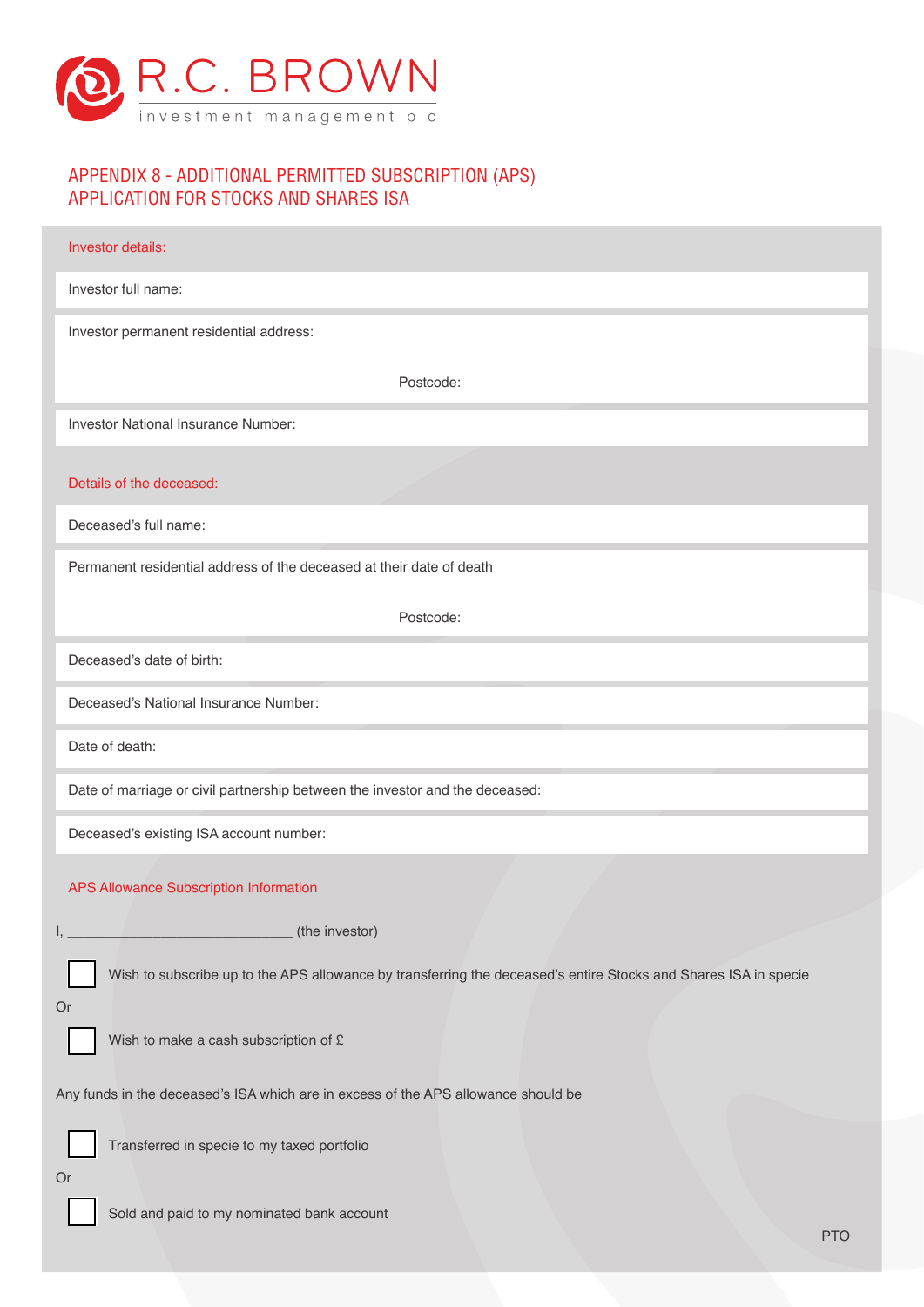R.C. BROWN
investment management plc

# APPENDIX 8 - ADDITIONAL PERMITTED SUBSCRIPTION (APS) APPLICATION FOR STOCKS AND SHARES ISA

## Investor details:

Investor full name:

Investor permanent residential address:

Postcode:

Investor National Insurance Number:

## Details of the deceased:

Deceased's full name:

Permanent residential address of the deceased at their date of death

Postcode:

Deceased's date of birth:

Deceased's National Insurance Number:

Date of death:

Date of marriage or civil partnership between the investor and the deceased:

Deceased's existing ISA account number:

## APS Allowance Subscription Information

I, ____________________________ (the investor)

☐ Wish to subscribe up to the APS allowance by transferring the deceased's entire Stocks and Shares ISA in specie

Or

☐ Wish to make a cash subscription of £________

Any funds in the deceased's ISA which are in excess of the APS allowance should be

☐ Transferred in specie to my taxed portfolio

Or

☐ Sold and paid to my nominated bank account

PTO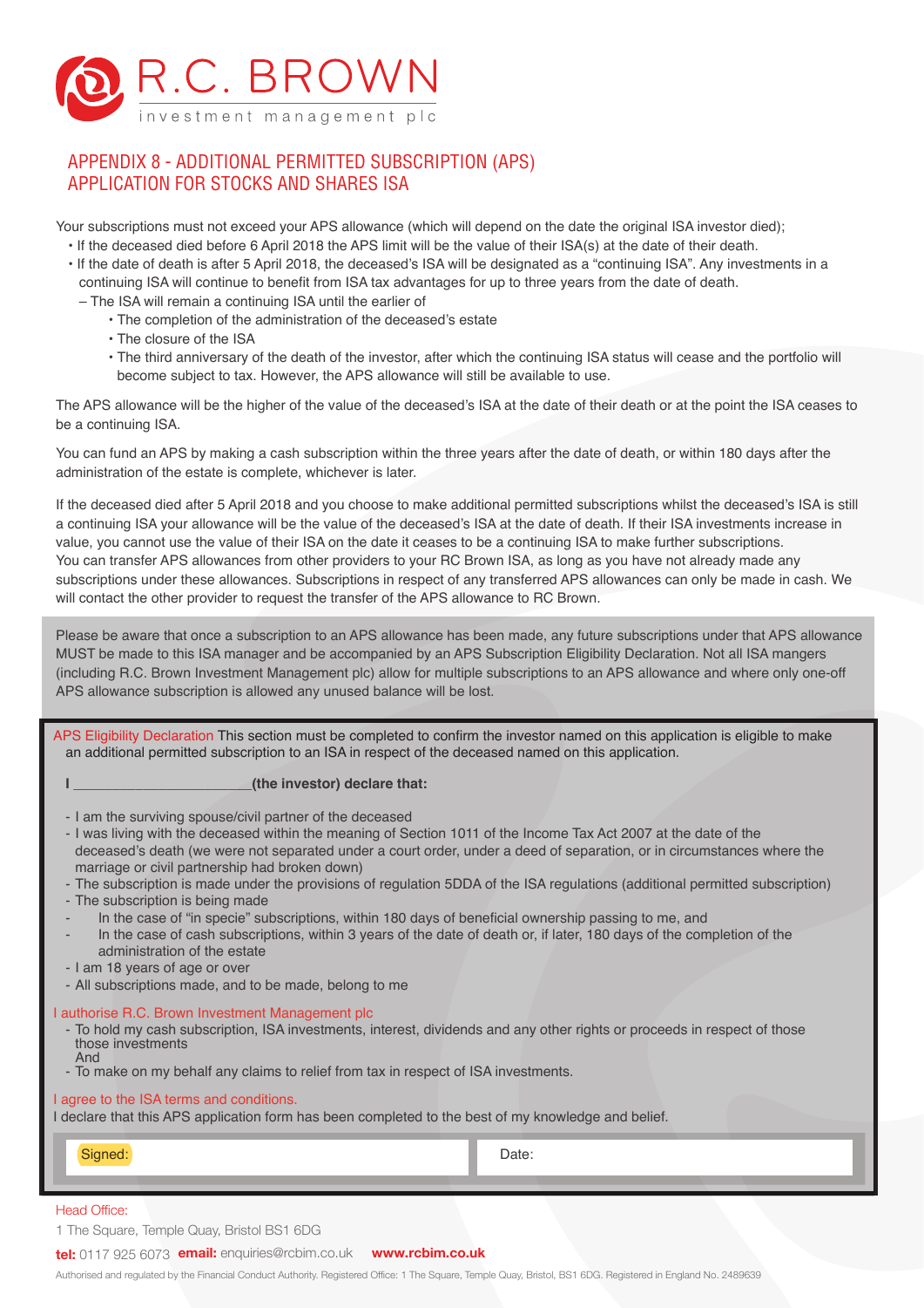R.C. BROWN

investment management plc

# APPENDIX 8 - ADDITIONAL PERMITTED SUBSCRIPTION (APS) APPLICATION FOR STOCKS AND SHARES ISA

Your subscriptions must not exceed your APS allowance (which will depend on the date the original ISA investor died);

- If the deceased died before 6 April 2018 the APS limit will be the value of their ISA(s) at the date of their death.
- If the date of death is after 5 April 2018, the deceased's ISA will be designated as a "continuing ISA". Any investments in a continuing ISA will continue to benefit from ISA tax advantages for up to three years from the date of death.
  - The ISA will remain a continuing ISA until the earlier of
    - The completion of the administration of the deceased's estate
    - The closure of the ISA
    - The third anniversary of the death of the investor, after which the continuing ISA status will cease and the portfolio will become subject to tax. However, the APS allowance will still be available to use.

The APS allowance will be the higher of the value of the deceased's ISA at the date of their death or at the point the ISA ceases to be a continuing ISA.

You can fund an APS by making a cash subscription within the three years after the date of death, or within 180 days after the administration of the estate is complete, whichever is later.

If the deceased died after 5 April 2018 and you choose to make additional permitted subscriptions whilst the deceased's ISA is still a continuing ISA your allowance will be the value of the deceased's ISA at the date of death. If their ISA investments increase in value, you cannot use the value of their ISA on the date it ceases to be a continuing ISA to make further subscriptions.
You can transfer APS allowances from other providers to your RC Brown ISA, as long as you have not already made any subscriptions under these allowances. Subscriptions in respect of any transferred APS allowances can only be made in cash. We will contact the other provider to request the transfer of the APS allowance to RC Brown.

Please be aware that once a subscription to an APS allowance has been made, any future subscriptions under that APS allowance MUST be made to this ISA manager and be accompanied by an APS Subscription Eligibility Declaration. Not all ISA mangers (including R.C. Brown Investment Management plc) allow for multiple subscriptions to an APS allowance and where only one-off APS allowance subscription is allowed any unused balance will be lost.

APS Eligibility Declaration This section must be completed to confirm the investor named on this application is eligible to make an additional permitted subscription to an ISA in respect of the deceased named on this application.

**I ______________________(the investor) declare that:**

- I am the surviving spouse/civil partner of the deceased
- I was living with the deceased within the meaning of Section 1011 of the Income Tax Act 2007 at the date of the deceased's death (we were not separated under a court order, under a deed of separation, or in circumstances where the marriage or civil partnership had broken down)
- The subscription is made under the provisions of regulation 5DDA of the ISA regulations (additional permitted subscription)
- The subscription is being made
  - In the case of "in specie" subscriptions, within 180 days of beneficial ownership passing to me, and
  - In the case of cash subscriptions, within 3 years of the date of death or, if later, 180 days of the completion of the administration of the estate
- I am 18 years of age or over
- All subscriptions made, and to be made, belong to me

I authorise R.C. Brown Investment Management plc

- To hold my cash subscription, ISA investments, interest, dividends and any other rights or proceeds in respect of those those investments
  And
- To make on my behalf any claims to relief from tax in respect of ISA investments.

I agree to the ISA terms and conditions.
I declare that this APS application form has been completed to the best of my knowledge and belief.

| Signed: | Date: |
|---|---|

Head Office:
1 The Square, Temple Quay, Bristol BS1 6DG

**tel:** 0117 925 6073 **email:** enquiries@rcbim.co.uk **www.rcbim.co.uk**

Authorised and regulated by the Financial Conduct Authority. Registered Office: 1 The Square, Temple Quay, Bristol, BS1 6DG. Registered in England No. 2489639